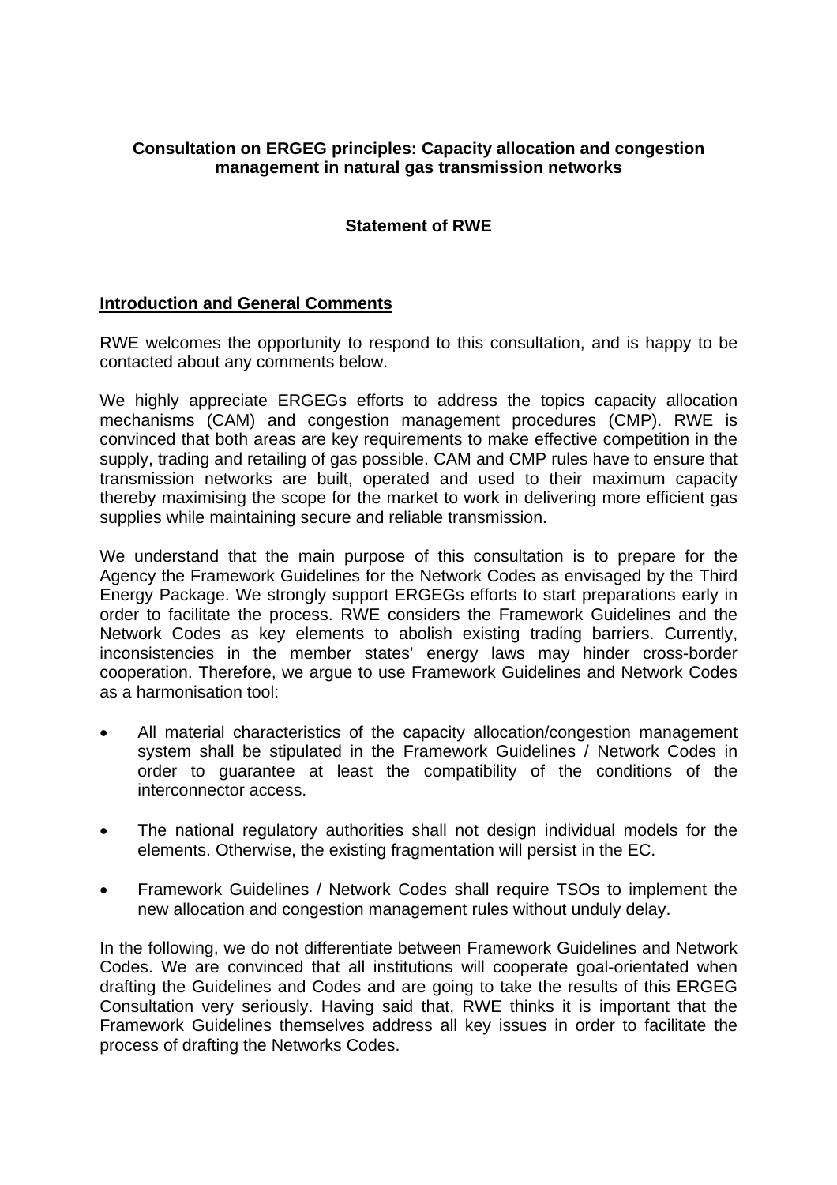**Consultation on ERGEG principles: Capacity allocation and congestion management in natural gas transmission networks**

**Statement of RWE**

**Introduction and General Comments**

RWE welcomes the opportunity to respond to this consultation, and is happy to be contacted about any comments below.

We highly appreciate ERGEGs efforts to address the topics capacity allocation mechanisms (CAM) and congestion management procedures (CMP). RWE is convinced that both areas are key requirements to make effective competition in the supply, trading and retailing of gas possible. CAM and CMP rules have to ensure that transmission networks are built, operated and used to their maximum capacity thereby maximising the scope for the market to work in delivering more efficient gas supplies while maintaining secure and reliable transmission.

We understand that the main purpose of this consultation is to prepare for the Agency the Framework Guidelines for the Network Codes as envisaged by the Third Energy Package. We strongly support ERGEGs efforts to start preparations early in order to facilitate the process. RWE considers the Framework Guidelines and the Network Codes as key elements to abolish existing trading barriers. Currently, inconsistencies in the member states' energy laws may hinder cross-border cooperation. Therefore, we argue to use Framework Guidelines and Network Codes as a harmonisation tool:

- All material characteristics of the capacity allocation/congestion management system shall be stipulated in the Framework Guidelines / Network Codes in order to guarantee at least the compatibility of the conditions of the interconnector access.
- The national regulatory authorities shall not design individual models for the elements. Otherwise, the existing fragmentation will persist in the EC.
- Framework Guidelines / Network Codes shall require TSOs to implement the new allocation and congestion management rules without unduly delay.

In the following, we do not differentiate between Framework Guidelines and Network Codes. We are convinced that all institutions will cooperate goal-orientated when drafting the Guidelines and Codes and are going to take the results of this ERGEG Consultation very seriously. Having said that, RWE thinks it is important that the Framework Guidelines themselves address all key issues in order to facilitate the process of drafting the Networks Codes.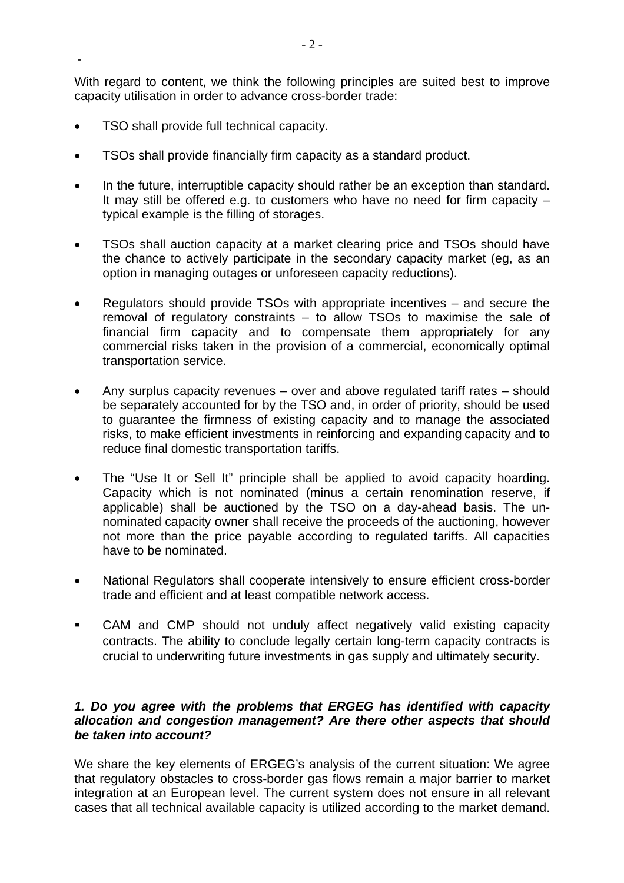With regard to content, we think the following principles are suited best to improve capacity utilisation in order to advance cross-border trade:

- TSO shall provide full technical capacity.
- TSOs shall provide financially firm capacity as a standard product.
- In the future, interruptible capacity should rather be an exception than standard. It may still be offered e.g. to customers who have no need for firm capacity – typical example is the filling of storages.
- TSOs shall auction capacity at a market clearing price and TSOs should have the chance to actively participate in the secondary capacity market (eg, as an option in managing outages or unforeseen capacity reductions).
- Regulators should provide TSOs with appropriate incentives – and secure the removal of regulatory constraints – to allow TSOs to maximise the sale of financial firm capacity and to compensate them appropriately for any commercial risks taken in the provision of a commercial, economically optimal transportation service.
- Any surplus capacity revenues – over and above regulated tariff rates – should be separately accounted for by the TSO and, in order of priority, should be used to guarantee the firmness of existing capacity and to manage the associated risks, to make efficient investments in reinforcing and expanding capacity and to reduce final domestic transportation tariffs.
- The "Use It or Sell It" principle shall be applied to avoid capacity hoarding. Capacity which is not nominated (minus a certain renomination reserve, if applicable) shall be auctioned by the TSO on a day-ahead basis. The un-nominated capacity owner shall receive the proceeds of the auctioning, however not more than the price payable according to regulated tariffs. All capacities have to be nominated.
- National Regulators shall cooperate intensively to ensure efficient cross-border trade and efficient and at least compatible network access.
- CAM and CMP should not unduly affect negatively valid existing capacity contracts. The ability to conclude legally certain long-term capacity contracts is crucial to underwriting future investments in gas supply and ultimately security.

***1. Do you agree with the problems that ERGEG has identified with capacity allocation and congestion management? Are there other aspects that should be taken into account?***

We share the key elements of ERGEG's analysis of the current situation: We agree that regulatory obstacles to cross-border gas flows remain a major barrier to market integration at an European level. The current system does not ensure in all relevant cases that all technical available capacity is utilized according to the market demand.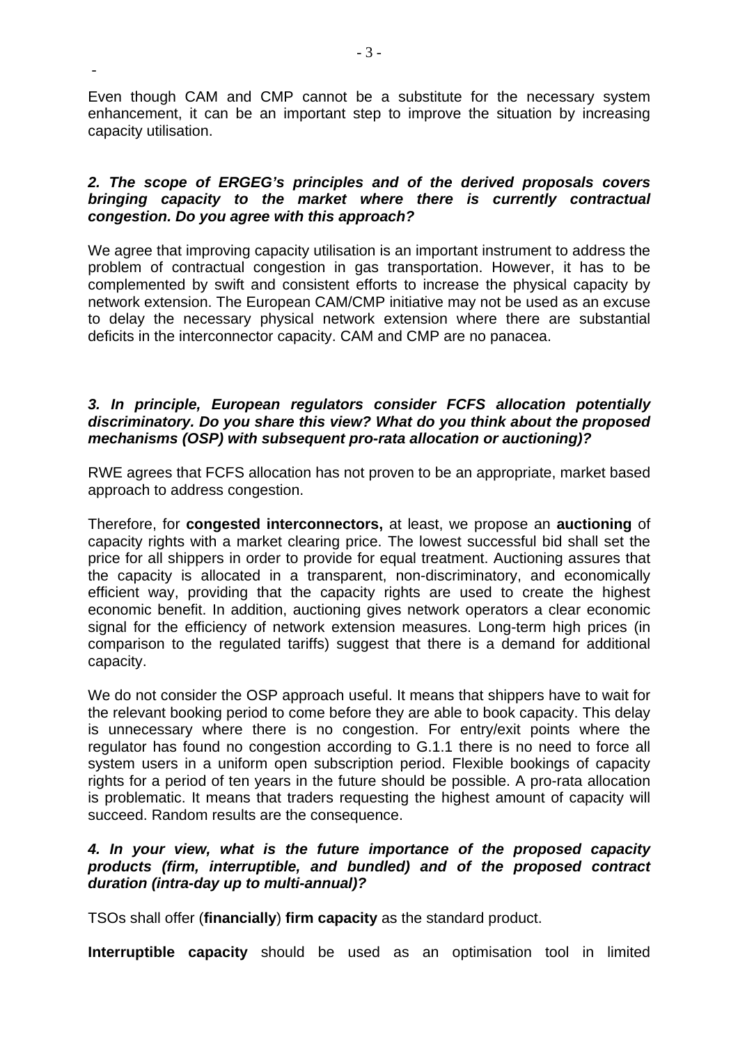-

Even though CAM and CMP cannot be a substitute for the necessary system enhancement, it can be an important step to improve the situation by increasing capacity utilisation.

***2. The scope of ERGEG's principles and of the derived proposals covers bringing capacity to the market where there is currently contractual congestion. Do you agree with this approach?***

We agree that improving capacity utilisation is an important instrument to address the problem of contractual congestion in gas transportation. However, it has to be complemented by swift and consistent efforts to increase the physical capacity by network extension. The European CAM/CMP initiative may not be used as an excuse to delay the necessary physical network extension where there are substantial deficits in the interconnector capacity. CAM and CMP are no panacea.

***3. In principle, European regulators consider FCFS allocation potentially discriminatory. Do you share this view? What do you think about the proposed mechanisms (OSP) with subsequent pro-rata allocation or auctioning)?***

RWE agrees that FCFS allocation has not proven to be an appropriate, market based approach to address congestion.

Therefore, for **congested interconnectors,** at least, we propose an **auctioning** of capacity rights with a market clearing price. The lowest successful bid shall set the price for all shippers in order to provide for equal treatment. Auctioning assures that the capacity is allocated in a transparent, non-discriminatory, and economically efficient way, providing that the capacity rights are used to create the highest economic benefit. In addition, auctioning gives network operators a clear economic signal for the efficiency of network extension measures. Long-term high prices (in comparison to the regulated tariffs) suggest that there is a demand for additional capacity.

We do not consider the OSP approach useful. It means that shippers have to wait for the relevant booking period to come before they are able to book capacity. This delay is unnecessary where there is no congestion. For entry/exit points where the regulator has found no congestion according to G.1.1 there is no need to force all system users in a uniform open subscription period. Flexible bookings of capacity rights for a period of ten years in the future should be possible. A pro-rata allocation is problematic. It means that traders requesting the highest amount of capacity will succeed. Random results are the consequence.

***4. In your view, what is the future importance of the proposed capacity products (firm, interruptible, and bundled) and of the proposed contract duration (intra-day up to multi-annual)?***

TSOs shall offer (**financially**) **firm capacity** as the standard product.

**Interruptible capacity** should be used as an optimisation tool in limited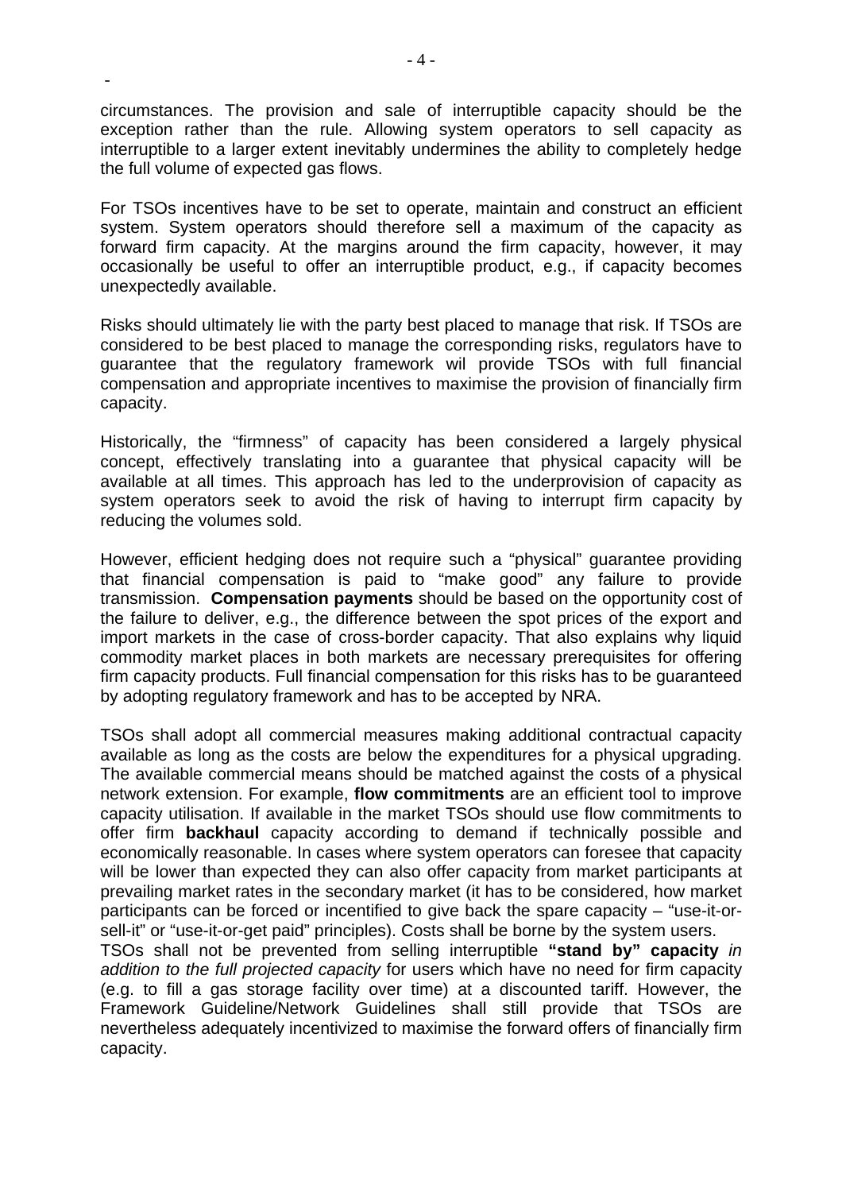circumstances. The provision and sale of interruptible capacity should be the exception rather than the rule. Allowing system operators to sell capacity as interruptible to a larger extent inevitably undermines the ability to completely hedge the full volume of expected gas flows.

For TSOs incentives have to be set to operate, maintain and construct an efficient system. System operators should therefore sell a maximum of the capacity as forward firm capacity. At the margins around the firm capacity, however, it may occasionally be useful to offer an interruptible product, e.g., if capacity becomes unexpectedly available.

Risks should ultimately lie with the party best placed to manage that risk. If TSOs are considered to be best placed to manage the corresponding risks, regulators have to guarantee that the regulatory framework wil provide TSOs with full financial compensation and appropriate incentives to maximise the provision of financially firm capacity.

Historically, the "firmness" of capacity has been considered a largely physical concept, effectively translating into a guarantee that physical capacity will be available at all times. This approach has led to the underprovision of capacity as system operators seek to avoid the risk of having to interrupt firm capacity by reducing the volumes sold.

However, efficient hedging does not require such a "physical" guarantee providing that financial compensation is paid to "make good" any failure to provide transmission. **Compensation payments** should be based on the opportunity cost of the failure to deliver, e.g., the difference between the spot prices of the export and import markets in the case of cross-border capacity. That also explains why liquid commodity market places in both markets are necessary prerequisites for offering firm capacity products. Full financial compensation for this risks has to be guaranteed by adopting regulatory framework and has to be accepted by NRA.

TSOs shall adopt all commercial measures making additional contractual capacity available as long as the costs are below the expenditures for a physical upgrading. The available commercial means should be matched against the costs of a physical network extension. For example, **flow commitments** are an efficient tool to improve capacity utilisation. If available in the market TSOs should use flow commitments to offer firm **backhaul** capacity according to demand if technically possible and economically reasonable. In cases where system operators can foresee that capacity will be lower than expected they can also offer capacity from market participants at prevailing market rates in the secondary market (it has to be considered, how market participants can be forced or incentified to give back the spare capacity – "use-it-or-sell-it" or "use-it-or-get paid" principles). Costs shall be borne by the system users.

TSOs shall not be prevented from selling interruptible **"stand by" capacity** *in addition to the full projected capacity* for users which have no need for firm capacity (e.g. to fill a gas storage facility over time) at a discounted tariff. However, the Framework Guideline/Network Guidelines shall still provide that TSOs are nevertheless adequately incentivized to maximise the forward offers of financially firm capacity.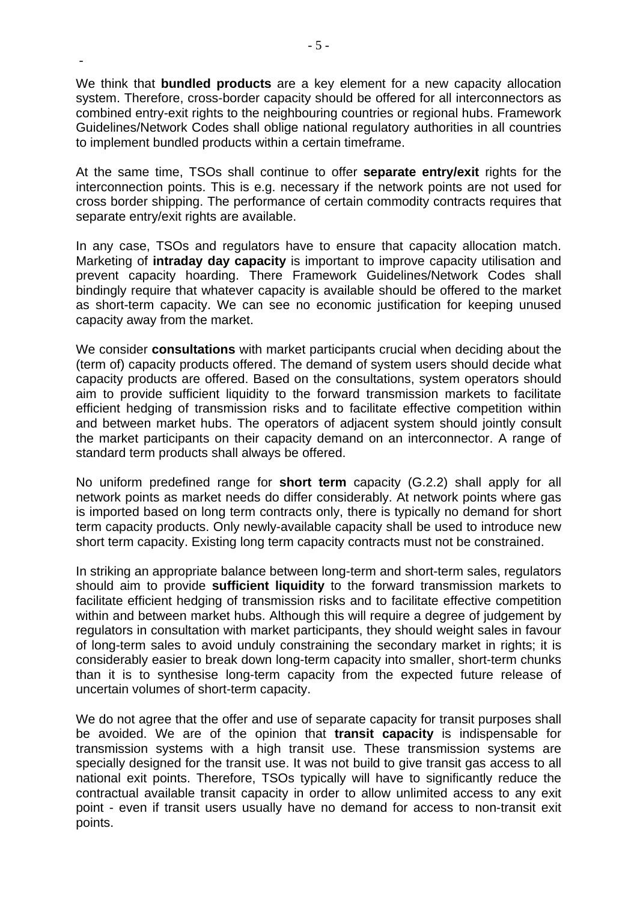-

We think that **bundled products** are a key element for a new capacity allocation system. Therefore, cross-border capacity should be offered for all interconnectors as combined entry-exit rights to the neighbouring countries or regional hubs. Framework Guidelines/Network Codes shall oblige national regulatory authorities in all countries to implement bundled products within a certain timeframe.

At the same time, TSOs shall continue to offer **separate entry/exit** rights for the interconnection points. This is e.g. necessary if the network points are not used for cross border shipping. The performance of certain commodity contracts requires that separate entry/exit rights are available.

In any case, TSOs and regulators have to ensure that capacity allocation match. Marketing of **intraday day capacity** is important to improve capacity utilisation and prevent capacity hoarding. There Framework Guidelines/Network Codes shall bindingly require that whatever capacity is available should be offered to the market as short-term capacity. We can see no economic justification for keeping unused capacity away from the market.

We consider **consultations** with market participants crucial when deciding about the (term of) capacity products offered. The demand of system users should decide what capacity products are offered. Based on the consultations, system operators should aim to provide sufficient liquidity to the forward transmission markets to facilitate efficient hedging of transmission risks and to facilitate effective competition within and between market hubs. The operators of adjacent system should jointly consult the market participants on their capacity demand on an interconnector. A range of standard term products shall always be offered.

No uniform predefined range for **short term** capacity (G.2.2) shall apply for all network points as market needs do differ considerably. At network points where gas is imported based on long term contracts only, there is typically no demand for short term capacity products. Only newly-available capacity shall be used to introduce new short term capacity. Existing long term capacity contracts must not be constrained.

In striking an appropriate balance between long-term and short-term sales, regulators should aim to provide **sufficient liquidity** to the forward transmission markets to facilitate efficient hedging of transmission risks and to facilitate effective competition within and between market hubs. Although this will require a degree of judgement by regulators in consultation with market participants, they should weight sales in favour of long-term sales to avoid unduly constraining the secondary market in rights; it is considerably easier to break down long-term capacity into smaller, short-term chunks than it is to synthesise long-term capacity from the expected future release of uncertain volumes of short-term capacity.

We do not agree that the offer and use of separate capacity for transit purposes shall be avoided. We are of the opinion that **transit capacity** is indispensable for transmission systems with a high transit use. These transmission systems are specially designed for the transit use. It was not build to give transit gas access to all national exit points. Therefore, TSOs typically will have to significantly reduce the contractual available transit capacity in order to allow unlimited access to any exit point - even if transit users usually have no demand for access to non-transit exit points.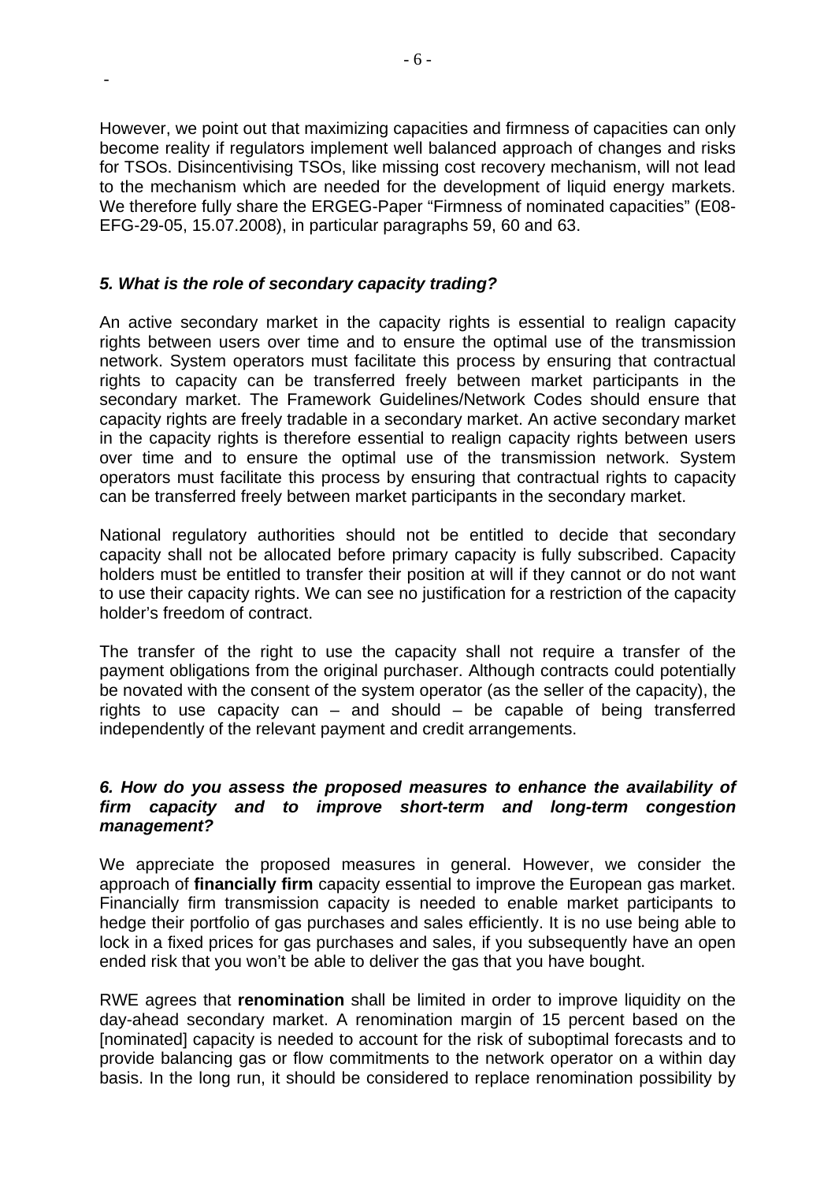However, we point out that maximizing capacities and firmness of capacities can only become reality if regulators implement well balanced approach of changes and risks for TSOs. Disincentivising TSOs, like missing cost recovery mechanism, will not lead to the mechanism which are needed for the development of liquid energy markets. We therefore fully share the ERGEG-Paper "Firmness of nominated capacities" (E08-EFG-29-05, 15.07.2008), in particular paragraphs 59, 60 and 63.

***5. What is the role of secondary capacity trading?***

An active secondary market in the capacity rights is essential to realign capacity rights between users over time and to ensure the optimal use of the transmission network. System operators must facilitate this process by ensuring that contractual rights to capacity can be transferred freely between market participants in the secondary market. The Framework Guidelines/Network Codes should ensure that capacity rights are freely tradable in a secondary market. An active secondary market in the capacity rights is therefore essential to realign capacity rights between users over time and to ensure the optimal use of the transmission network. System operators must facilitate this process by ensuring that contractual rights to capacity can be transferred freely between market participants in the secondary market.

National regulatory authorities should not be entitled to decide that secondary capacity shall not be allocated before primary capacity is fully subscribed. Capacity holders must be entitled to transfer their position at will if they cannot or do not want to use their capacity rights. We can see no justification for a restriction of the capacity holder's freedom of contract.

The transfer of the right to use the capacity shall not require a transfer of the payment obligations from the original purchaser. Although contracts could potentially be novated with the consent of the system operator (as the seller of the capacity), the rights to use capacity can – and should – be capable of being transferred independently of the relevant payment and credit arrangements.

***6. How do you assess the proposed measures to enhance the availability of firm capacity and to improve short-term and long-term congestion management?***

We appreciate the proposed measures in general. However, we consider the approach of **financially firm** capacity essential to improve the European gas market. Financially firm transmission capacity is needed to enable market participants to hedge their portfolio of gas purchases and sales efficiently. It is no use being able to lock in a fixed prices for gas purchases and sales, if you subsequently have an open ended risk that you won't be able to deliver the gas that you have bought.

RWE agrees that **renomination** shall be limited in order to improve liquidity on the day-ahead secondary market. A renomination margin of 15 percent based on the [nominated] capacity is needed to account for the risk of suboptimal forecasts and to provide balancing gas or flow commitments to the network operator on a within day basis. In the long run, it should be considered to replace renomination possibility by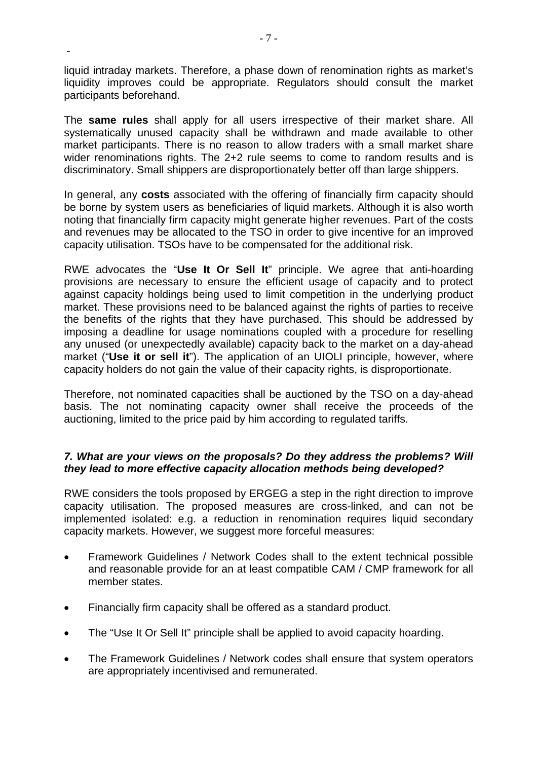liquid intraday markets. Therefore, a phase down of renomination rights as market's liquidity improves could be appropriate. Regulators should consult the market participants beforehand.

The **same rules** shall apply for all users irrespective of their market share. All systematically unused capacity shall be withdrawn and made available to other market participants. There is no reason to allow traders with a small market share wider renominations rights. The 2+2 rule seems to come to random results and is discriminatory. Small shippers are disproportionately better off than large shippers.

In general, any **costs** associated with the offering of financially firm capacity should be borne by system users as beneficiaries of liquid markets. Although it is also worth noting that financially firm capacity might generate higher revenues. Part of the costs and revenues may be allocated to the TSO in order to give incentive for an improved capacity utilisation. TSOs have to be compensated for the additional risk.

RWE advocates the "**Use It Or Sell It**" principle. We agree that anti-hoarding provisions are necessary to ensure the efficient usage of capacity and to protect against capacity holdings being used to limit competition in the underlying product market. These provisions need to be balanced against the rights of parties to receive the benefits of the rights that they have purchased. This should be addressed by imposing a deadline for usage nominations coupled with a procedure for reselling any unused (or unexpectedly available) capacity back to the market on a day-ahead market ("**Use it or sell it**"). The application of an UIOLI principle, however, where capacity holders do not gain the value of their capacity rights, is disproportionate.

Therefore, not nominated capacities shall be auctioned by the TSO on a day-ahead basis. The not nominating capacity owner shall receive the proceeds of the auctioning, limited to the price paid by him according to regulated tariffs.

***7. What are your views on the proposals? Do they address the problems? Will they lead to more effective capacity allocation methods being developed?***

RWE considers the tools proposed by ERGEG a step in the right direction to improve capacity utilisation. The proposed measures are cross-linked, and can not be implemented isolated: e.g. a reduction in renomination requires liquid secondary capacity markets. However, we suggest more forceful measures:

- Framework Guidelines / Network Codes shall to the extent technical possible and reasonable provide for an at least compatible CAM / CMP framework for all member states.
- Financially firm capacity shall be offered as a standard product.
- The "Use It Or Sell It" principle shall be applied to avoid capacity hoarding.
- The Framework Guidelines / Network codes shall ensure that system operators are appropriately incentivised and remunerated.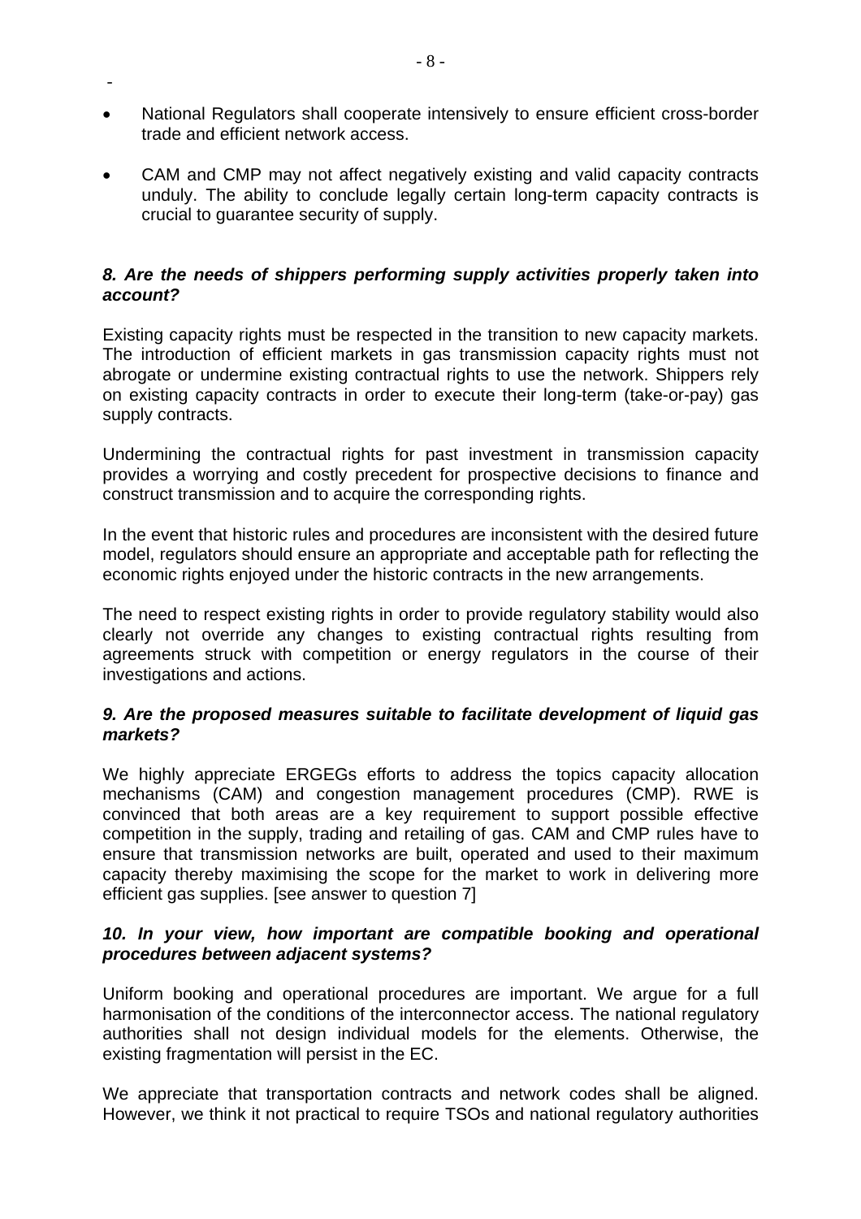- National Regulators shall cooperate intensively to ensure efficient cross-border trade and efficient network access.
- CAM and CMP may not affect negatively existing and valid capacity contracts unduly. The ability to conclude legally certain long-term capacity contracts is crucial to guarantee security of supply.

***8. Are the needs of shippers performing supply activities properly taken into account?***

Existing capacity rights must be respected in the transition to new capacity markets. The introduction of efficient markets in gas transmission capacity rights must not abrogate or undermine existing contractual rights to use the network. Shippers rely on existing capacity contracts in order to execute their long-term (take-or-pay) gas supply contracts.

Undermining the contractual rights for past investment in transmission capacity provides a worrying and costly precedent for prospective decisions to finance and construct transmission and to acquire the corresponding rights.

In the event that historic rules and procedures are inconsistent with the desired future model, regulators should ensure an appropriate and acceptable path for reflecting the economic rights enjoyed under the historic contracts in the new arrangements.

The need to respect existing rights in order to provide regulatory stability would also clearly not override any changes to existing contractual rights resulting from agreements struck with competition or energy regulators in the course of their investigations and actions.

***9. Are the proposed measures suitable to facilitate development of liquid gas markets?***

We highly appreciate ERGEGs efforts to address the topics capacity allocation mechanisms (CAM) and congestion management procedures (CMP). RWE is convinced that both areas are a key requirement to support possible effective competition in the supply, trading and retailing of gas. CAM and CMP rules have to ensure that transmission networks are built, operated and used to their maximum capacity thereby maximising the scope for the market to work in delivering more efficient gas supplies. [see answer to question 7]

***10. In your view, how important are compatible booking and operational procedures between adjacent systems?***

Uniform booking and operational procedures are important. We argue for a full harmonisation of the conditions of the interconnector access. The national regulatory authorities shall not design individual models for the elements. Otherwise, the existing fragmentation will persist in the EC.

We appreciate that transportation contracts and network codes shall be aligned. However, we think it not practical to require TSOs and national regulatory authorities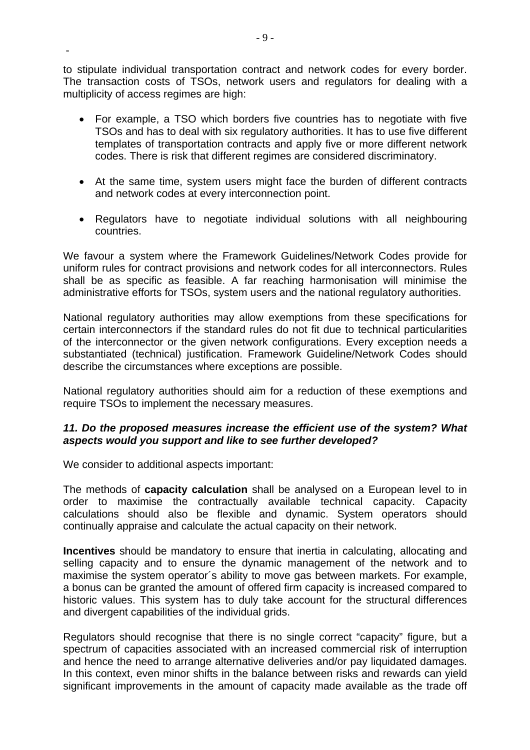to stipulate individual transportation contract and network codes for every border. The transaction costs of TSOs, network users and regulators for dealing with a multiplicity of access regimes are high:

- For example, a TSO which borders five countries has to negotiate with five TSOs and has to deal with six regulatory authorities. It has to use five different templates of transportation contracts and apply five or more different network codes. There is risk that different regimes are considered discriminatory.

- At the same time, system users might face the burden of different contracts and network codes at every interconnection point.

- Regulators have to negotiate individual solutions with all neighbouring countries.

We favour a system where the Framework Guidelines/Network Codes provide for uniform rules for contract provisions and network codes for all interconnectors. Rules shall be as specific as feasible. A far reaching harmonisation will minimise the administrative efforts for TSOs, system users and the national regulatory authorities.

National regulatory authorities may allow exemptions from these specifications for certain interconnectors if the standard rules do not fit due to technical particularities of the interconnector or the given network configurations. Every exception needs a substantiated (technical) justification. Framework Guideline/Network Codes should describe the circumstances where exceptions are possible.

National regulatory authorities should aim for a reduction of these exemptions and require TSOs to implement the necessary measures.

***11. Do the proposed measures increase the efficient use of the system? What aspects would you support and like to see further developed?***

We consider to additional aspects important:

The methods of **capacity calculation** shall be analysed on a European level to in order to maximise the contractually available technical capacity. Capacity calculations should also be flexible and dynamic. System operators should continually appraise and calculate the actual capacity on their network.

**Incentives** should be mandatory to ensure that inertia in calculating, allocating and selling capacity and to ensure the dynamic management of the network and to maximise the system operator´s ability to move gas between markets. For example, a bonus can be granted the amount of offered firm capacity is increased compared to historic values. This system has to duly take account for the structural differences and divergent capabilities of the individual grids.

Regulators should recognise that there is no single correct “capacity” figure, but a spectrum of capacities associated with an increased commercial risk of interruption and hence the need to arrange alternative deliveries and/or pay liquidated damages. In this context, even minor shifts in the balance between risks and rewards can yield significant improvements in the amount of capacity made available as the trade off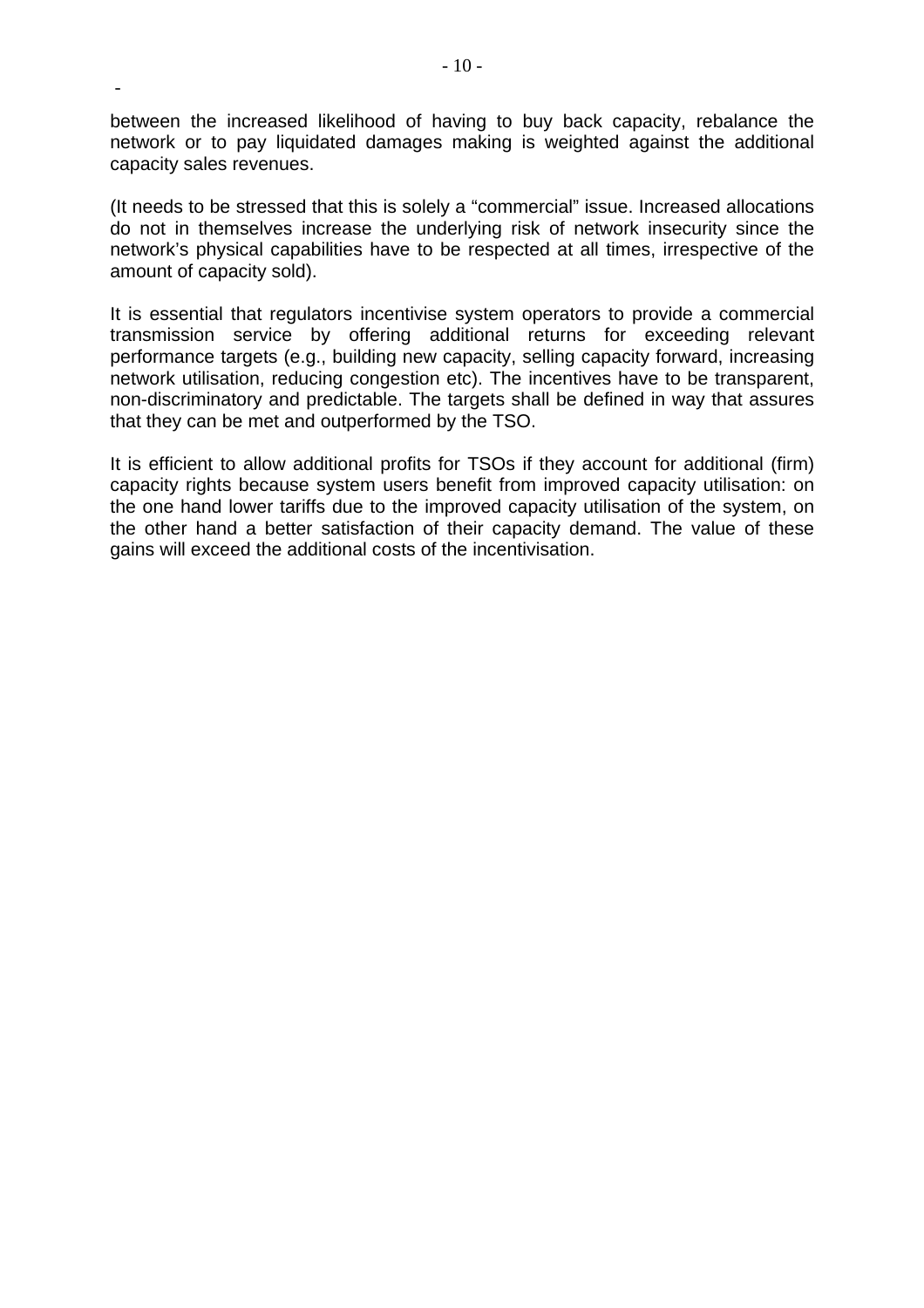between the increased likelihood of having to buy back capacity, rebalance the network or to pay liquidated damages making is weighted against the additional capacity sales revenues.

(It needs to be stressed that this is solely a “commercial” issue. Increased allocations do not in themselves increase the underlying risk of network insecurity since the network’s physical capabilities have to be respected at all times, irrespective of the amount of capacity sold).

It is essential that regulators incentivise system operators to provide a commercial transmission service by offering additional returns for exceeding relevant performance targets (e.g., building new capacity, selling capacity forward, increasing network utilisation, reducing congestion etc). The incentives have to be transparent, non-discriminatory and predictable. The targets shall be defined in way that assures that they can be met and outperformed by the TSO.

It is efficient to allow additional profits for TSOs if they account for additional (firm) capacity rights because system users benefit from improved capacity utilisation: on the one hand lower tariffs due to the improved capacity utilisation of the system, on the other hand a better satisfaction of their capacity demand. The value of these gains will exceed the additional costs of the incentivisation.